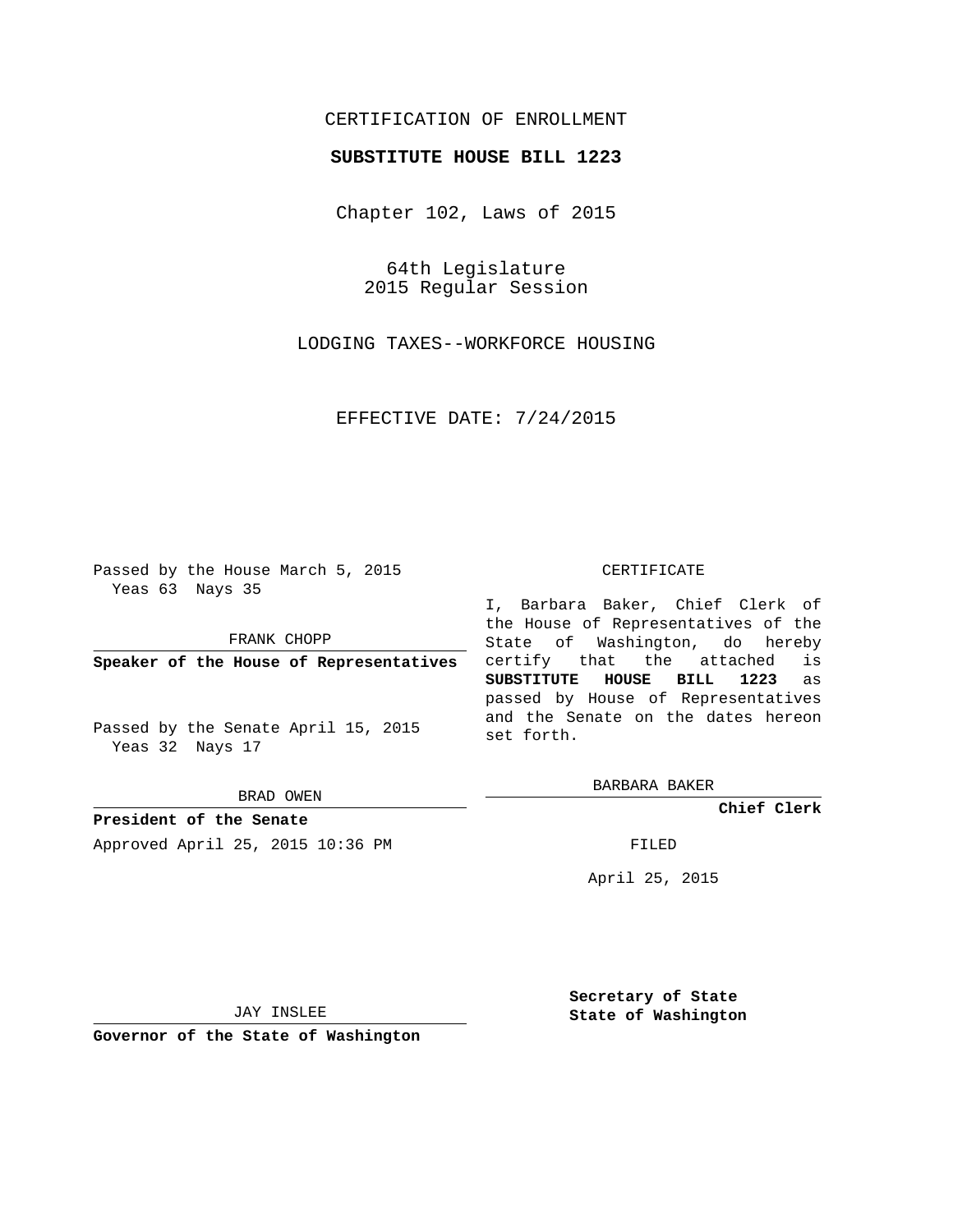CERTIFICATION OF ENROLLMENT

**SUBSTITUTE HOUSE BILL 1223**

Chapter 102, Laws of 2015

64th Legislature
2015 Regular Session

LODGING TAXES--WORKFORCE HOUSING

EFFECTIVE DATE: 7/24/2015

Passed by the House March 5, 2015
Yeas 63 Nays 35

FRANK CHOPP

**Speaker of the House of Representatives**

Passed by the Senate April 15, 2015
Yeas 32 Nays 17

BRAD OWEN

**President of the Senate**

Approved April 25, 2015 10:36 PM

JAY INSLEE

**Governor of the State of Washington**

CERTIFICATE

I, Barbara Baker, Chief Clerk of the House of Representatives of the State of Washington, do hereby certify that the attached is **SUBSTITUTE HOUSE BILL 1223** as passed by House of Representatives and the Senate on the dates hereon set forth.

BARBARA BAKER

**Chief Clerk**

FILED

April 25, 2015

**Secretary of State**
**State of Washington**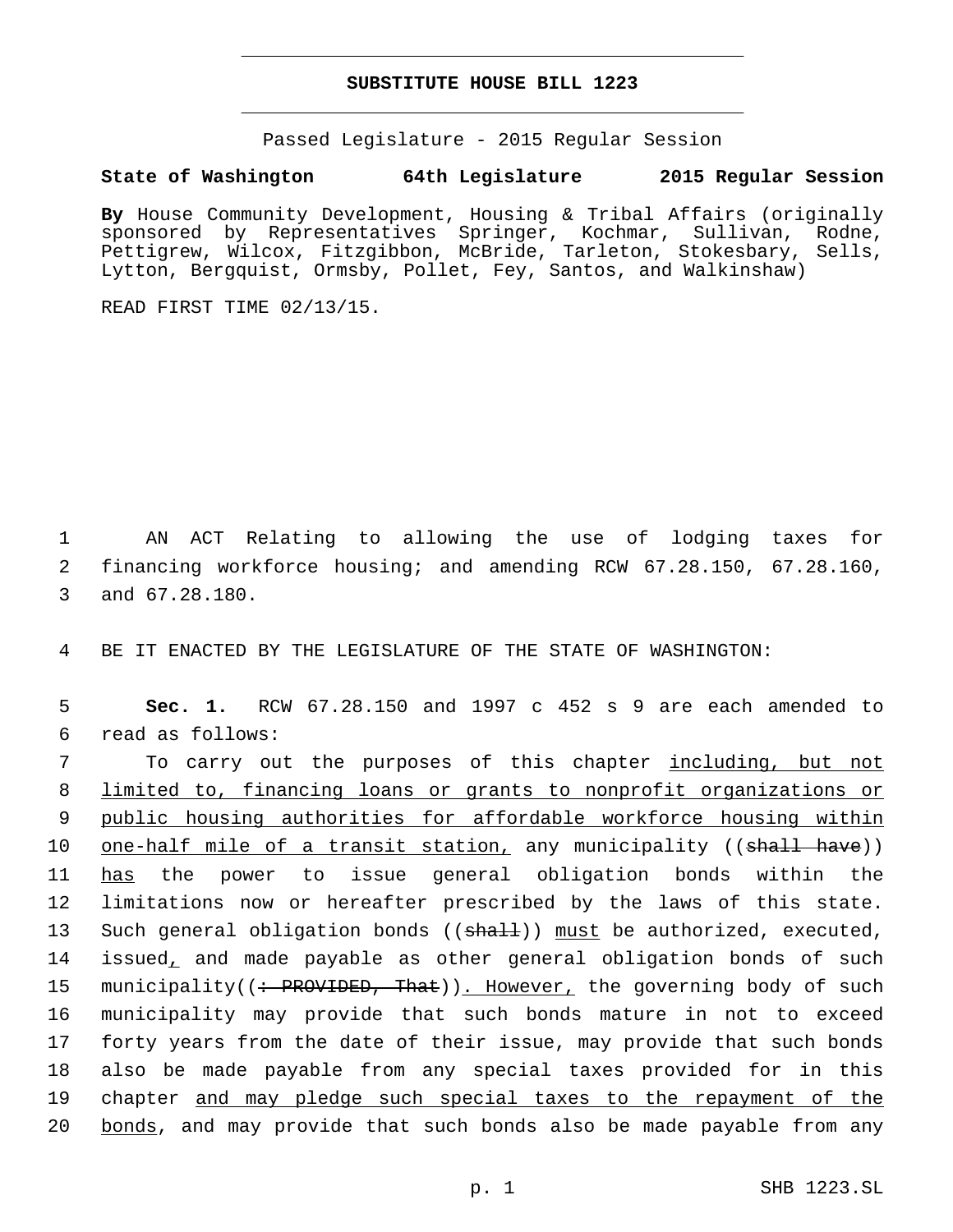# SUBSTITUTE HOUSE BILL 1223

Passed Legislature - 2015 Regular Session

**State of Washington 64th Legislature 2015 Regular Session**

**By** House Community Development, Housing & Tribal Affairs (originally sponsored by Representatives Springer, Kochmar, Sullivan, Rodne, Pettigrew, Wilcox, Fitzgibbon, McBride, Tarleton, Stokesbary, Sells, Lytton, Bergquist, Ormsby, Pollet, Fey, Santos, and Walkinshaw)

READ FIRST TIME 02/13/15.

1 AN ACT Relating to allowing the use of lodging taxes for
2 financing workforce housing; and amending RCW 67.28.150, 67.28.160,
3 and 67.28.180.

4 BE IT ENACTED BY THE LEGISLATURE OF THE STATE OF WASHINGTON:

5 **Sec. 1.** RCW 67.28.150 and 1997 c 452 s 9 are each amended to
6 read as follows:

7 To carry out the purposes of this chapter <u>including, but not</u>
8 <u>limited to, financing loans or grants to nonprofit organizations or</u>
9 <u>public housing authorities for affordable workforce housing within</u>
10 <u>one-half mile of a transit station,</u> any municipality ((~~shall have~~))
11 <u>has</u> the power to issue general obligation bonds within the
12 limitations now or hereafter prescribed by the laws of this state.
13 Such general obligation bonds ((~~shall~~)) <u>must</u> be authorized, executed,
14 issued<u>,</u> and made payable as other general obligation bonds of such
15 municipality((~~: PROVIDED, That~~))<u>. However,</u> the governing body of such
16 municipality may provide that such bonds mature in not to exceed
17 forty years from the date of their issue, may provide that such bonds
18 also be made payable from any special taxes provided for in this
19 chapter <u>and may pledge such special taxes to the repayment of the</u>
20 <u>bonds</u>, and may provide that such bonds also be made payable from any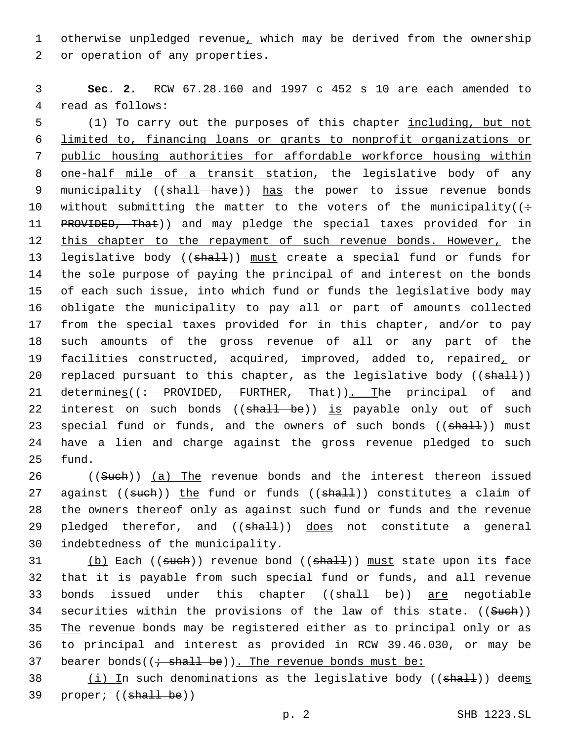otherwise unpledged revenue, which may be derived from the ownership or operation of any properties.

**Sec. 2.** RCW 67.28.160 and 1997 c 452 s 10 are each amended to read as follows:

(1) To carry out the purposes of this chapter including, but not limited to, financing loans or grants to nonprofit organizations or public housing authorities for affordable workforce housing within one-half mile of a transit station, the legislative body of any municipality ((shall have)) has the power to issue revenue bonds without submitting the matter to the voters of the municipality((: PROVIDED, That)) and may pledge the special taxes provided for in this chapter to the repayment of such revenue bonds. However, the legislative body ((shall)) must create a special fund or funds for the sole purpose of paying the principal of and interest on the bonds of each such issue, into which fund or funds the legislative body may obligate the municipality to pay all or part of amounts collected from the special taxes provided for in this chapter, and/or to pay such amounts of the gross revenue of all or any part of the facilities constructed, acquired, improved, added to, repaired, or replaced pursuant to this chapter, as the legislative body ((shall)) determines((: PROVIDED, FURTHER, That)). The principal of and interest on such bonds ((shall be)) is payable only out of such special fund or funds, and the owners of such bonds ((shall)) must have a lien and charge against the gross revenue pledged to such fund.

((Such)) (a) The revenue bonds and the interest thereon issued against ((such)) the fund or funds ((shall)) constitutes a claim of the owners thereof only as against such fund or funds and the revenue pledged therefor, and ((shall)) does not constitute a general indebtedness of the municipality.

(b) Each ((such)) revenue bond ((shall)) must state upon its face that it is payable from such special fund or funds, and all revenue bonds issued under this chapter ((shall be)) are negotiable securities within the provisions of the law of this state. ((Such)) The revenue bonds may be registered either as to principal only or as to principal and interest as provided in RCW 39.46.030, or may be bearer bonds((; shall be)). The revenue bonds must be:

(i) In such denominations as the legislative body ((shall)) deems proper; ((shall be))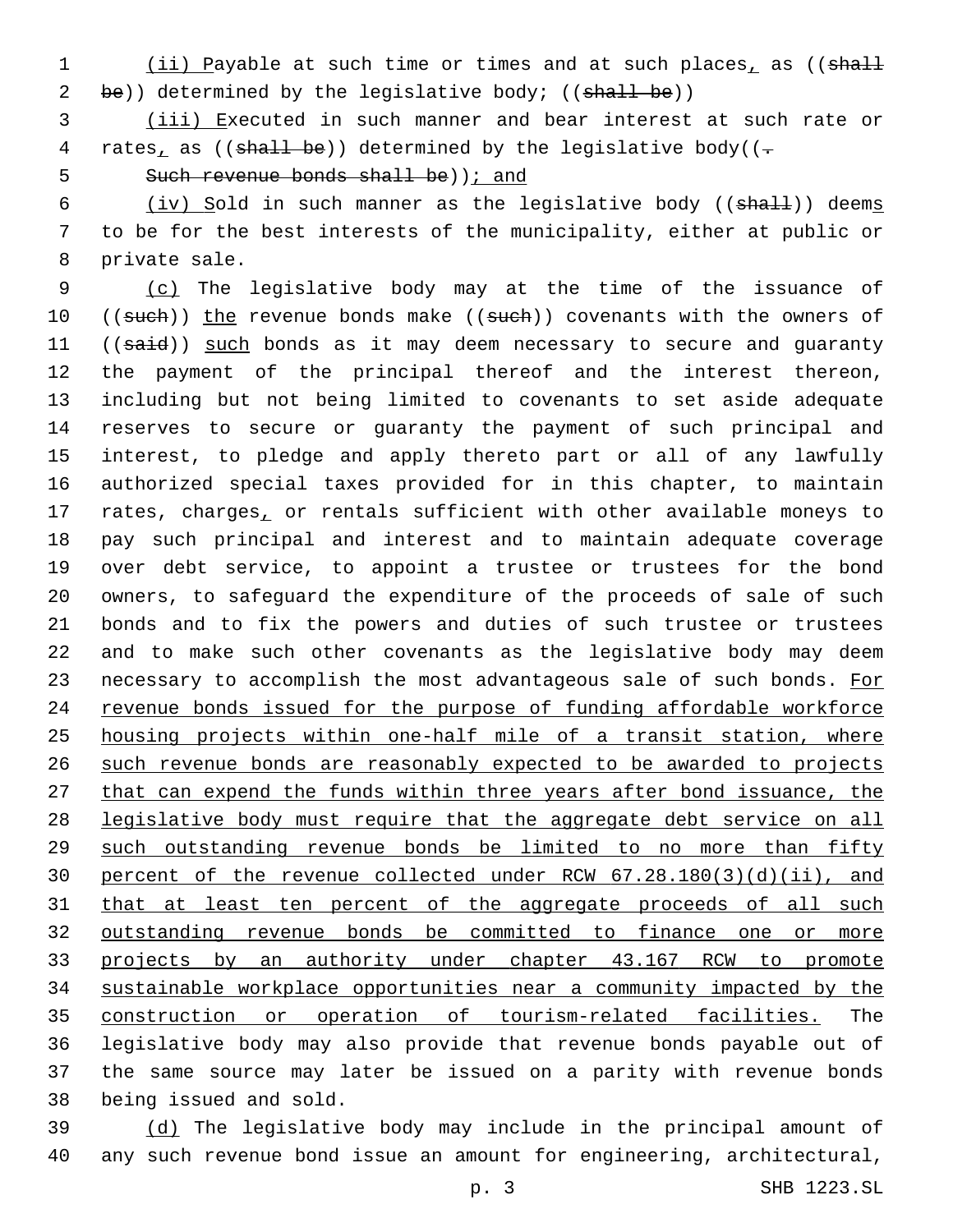(ii) Payable at such time or times and at such places, as ((shall be)) determined by the legislative body; ((shall be))

(iii) Executed in such manner and bear interest at such rate or rates, as ((shall be)) determined by the legislative body((. Such revenue bonds shall be)); and

(iv) Sold in such manner as the legislative body ((shall)) deems to be for the best interests of the municipality, either at public or private sale.

(c) The legislative body may at the time of the issuance of ((such)) the revenue bonds make ((such)) covenants with the owners of ((said)) such bonds as it may deem necessary to secure and guaranty the payment of the principal thereof and the interest thereon, including but not being limited to covenants to set aside adequate reserves to secure or guaranty the payment of such principal and interest, to pledge and apply thereto part or all of any lawfully authorized special taxes provided for in this chapter, to maintain rates, charges, or rentals sufficient with other available moneys to pay such principal and interest and to maintain adequate coverage over debt service, to appoint a trustee or trustees for the bond owners, to safeguard the expenditure of the proceeds of sale of such bonds and to fix the powers and duties of such trustee or trustees and to make such other covenants as the legislative body may deem necessary to accomplish the most advantageous sale of such bonds. For revenue bonds issued for the purpose of funding affordable workforce housing projects within one-half mile of a transit station, where such revenue bonds are reasonably expected to be awarded to projects that can expend the funds within three years after bond issuance, the legislative body must require that the aggregate debt service on all such outstanding revenue bonds be limited to no more than fifty percent of the revenue collected under RCW 67.28.180(3)(d)(ii), and that at least ten percent of the aggregate proceeds of all such outstanding revenue bonds be committed to finance one or more projects by an authority under chapter 43.167 RCW to promote sustainable workplace opportunities near a community impacted by the construction or operation of tourism-related facilities. The legislative body may also provide that revenue bonds payable out of the same source may later be issued on a parity with revenue bonds being issued and sold.

(d) The legislative body may include in the principal amount of any such revenue bond issue an amount for engineering, architectural,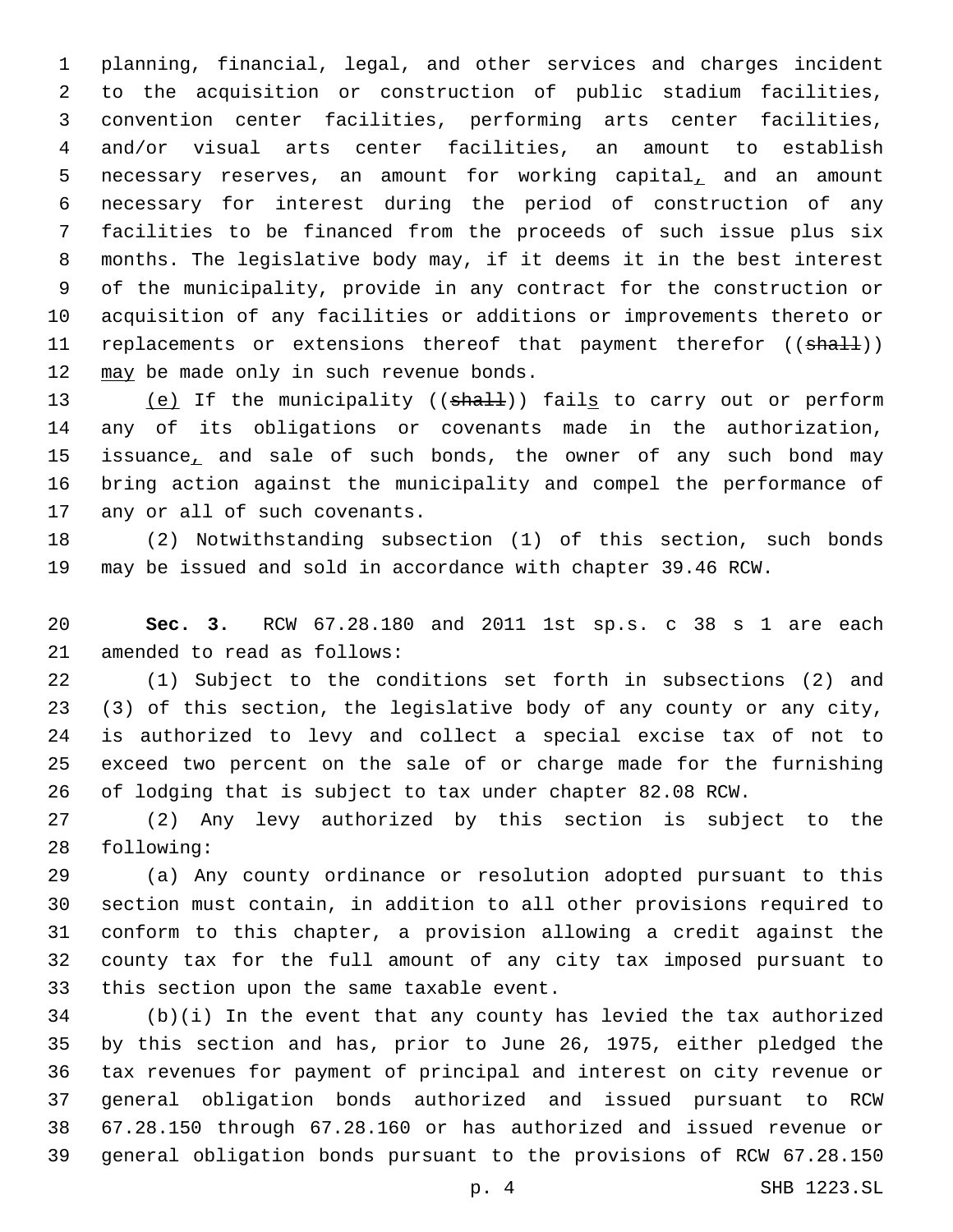planning, financial, legal, and other services and charges incident to the acquisition or construction of public stadium facilities, convention center facilities, performing arts center facilities, and/or visual arts center facilities, an amount to establish necessary reserves, an amount for working capital, and an amount necessary for interest during the period of construction of any facilities to be financed from the proceeds of such issue plus six months. The legislative body may, if it deems it in the best interest of the municipality, provide in any contract for the construction or acquisition of any facilities or additions or improvements thereto or replacements or extensions thereof that payment therefor ((~~shall~~)) may be made only in such revenue bonds.

(e) If the municipality ((~~shall~~)) fails to carry out or perform any of its obligations or covenants made in the authorization, issuance, and sale of such bonds, the owner of any such bond may bring action against the municipality and compel the performance of any or all of such covenants.

(2) Notwithstanding subsection (1) of this section, such bonds may be issued and sold in accordance with chapter 39.46 RCW.

**Sec. 3.** RCW 67.28.180 and 2011 1st sp.s. c 38 s 1 are each amended to read as follows:

(1) Subject to the conditions set forth in subsections (2) and (3) of this section, the legislative body of any county or any city, is authorized to levy and collect a special excise tax of not to exceed two percent on the sale of or charge made for the furnishing of lodging that is subject to tax under chapter 82.08 RCW.

(2) Any levy authorized by this section is subject to the following:

(a) Any county ordinance or resolution adopted pursuant to this section must contain, in addition to all other provisions required to conform to this chapter, a provision allowing a credit against the county tax for the full amount of any city tax imposed pursuant to this section upon the same taxable event.

(b)(i) In the event that any county has levied the tax authorized by this section and has, prior to June 26, 1975, either pledged the tax revenues for payment of principal and interest on city revenue or general obligation bonds authorized and issued pursuant to RCW 67.28.150 through 67.28.160 or has authorized and issued revenue or general obligation bonds pursuant to the provisions of RCW 67.28.150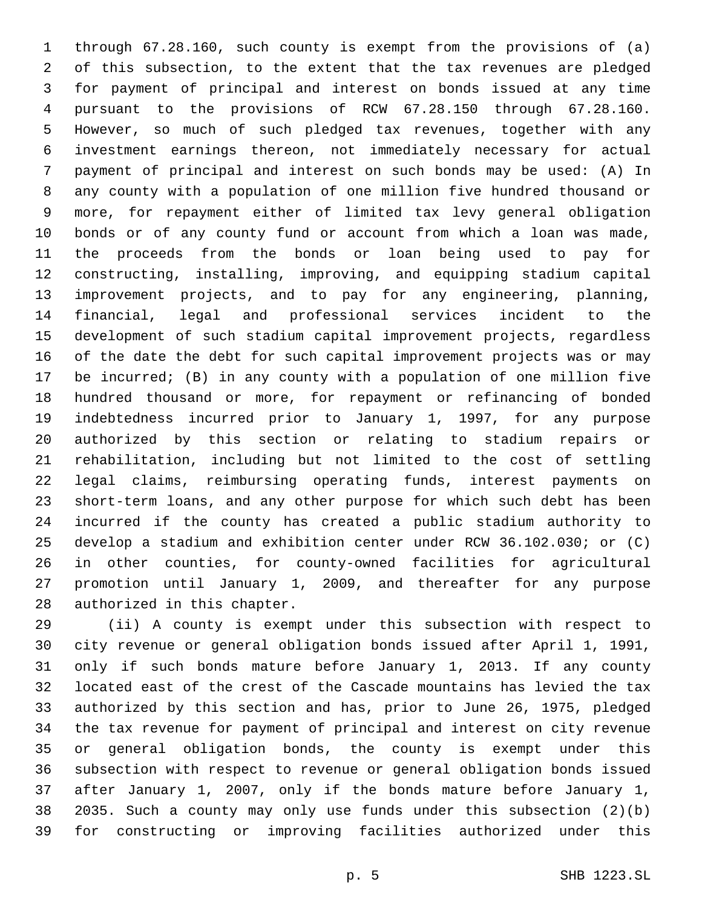through 67.28.160, such county is exempt from the provisions of (a) of this subsection, to the extent that the tax revenues are pledged for payment of principal and interest on bonds issued at any time pursuant to the provisions of RCW 67.28.150 through 67.28.160. However, so much of such pledged tax revenues, together with any investment earnings thereon, not immediately necessary for actual payment of principal and interest on such bonds may be used: (A) In any county with a population of one million five hundred thousand or more, for repayment either of limited tax levy general obligation bonds or of any county fund or account from which a loan was made, the proceeds from the bonds or loan being used to pay for constructing, installing, improving, and equipping stadium capital improvement projects, and to pay for any engineering, planning, financial, legal and professional services incident to the development of such stadium capital improvement projects, regardless of the date the debt for such capital improvement projects was or may be incurred; (B) in any county with a population of one million five hundred thousand or more, for repayment or refinancing of bonded indebtedness incurred prior to January 1, 1997, for any purpose authorized by this section or relating to stadium repairs or rehabilitation, including but not limited to the cost of settling legal claims, reimbursing operating funds, interest payments on short-term loans, and any other purpose for which such debt has been incurred if the county has created a public stadium authority to develop a stadium and exhibition center under RCW 36.102.030; or (C) in other counties, for county-owned facilities for agricultural promotion until January 1, 2009, and thereafter for any purpose authorized in this chapter.

(ii) A county is exempt under this subsection with respect to city revenue or general obligation bonds issued after April 1, 1991, only if such bonds mature before January 1, 2013. If any county located east of the crest of the Cascade mountains has levied the tax authorized by this section and has, prior to June 26, 1975, pledged the tax revenue for payment of principal and interest on city revenue or general obligation bonds, the county is exempt under this subsection with respect to revenue or general obligation bonds issued after January 1, 2007, only if the bonds mature before January 1, 2035. Such a county may only use funds under this subsection (2)(b) for constructing or improving facilities authorized under this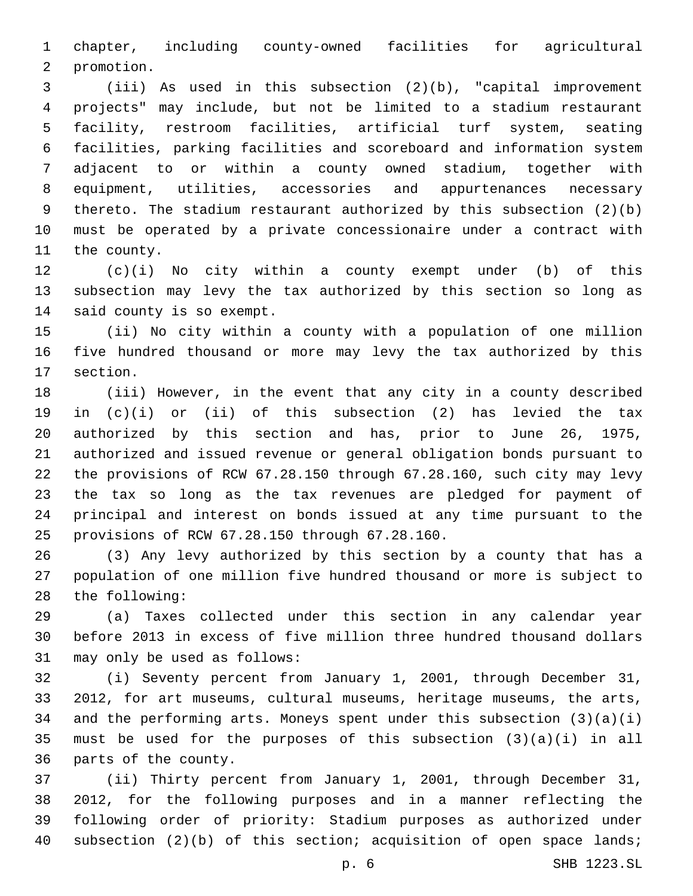chapter, including county-owned facilities for agricultural promotion.

(iii) As used in this subsection (2)(b), "capital improvement projects" may include, but not be limited to a stadium restaurant facility, restroom facilities, artificial turf system, seating facilities, parking facilities and scoreboard and information system adjacent to or within a county owned stadium, together with equipment, utilities, accessories and appurtenances necessary thereto. The stadium restaurant authorized by this subsection (2)(b) must be operated by a private concessionaire under a contract with the county.

(c)(i) No city within a county exempt under (b) of this subsection may levy the tax authorized by this section so long as said county is so exempt.

(ii) No city within a county with a population of one million five hundred thousand or more may levy the tax authorized by this section.

(iii) However, in the event that any city in a county described in (c)(i) or (ii) of this subsection (2) has levied the tax authorized by this section and has, prior to June 26, 1975, authorized and issued revenue or general obligation bonds pursuant to the provisions of RCW 67.28.150 through 67.28.160, such city may levy the tax so long as the tax revenues are pledged for payment of principal and interest on bonds issued at any time pursuant to the provisions of RCW 67.28.150 through 67.28.160.

(3) Any levy authorized by this section by a county that has a population of one million five hundred thousand or more is subject to the following:

(a) Taxes collected under this section in any calendar year before 2013 in excess of five million three hundred thousand dollars may only be used as follows:

(i) Seventy percent from January 1, 2001, through December 31, 2012, for art museums, cultural museums, heritage museums, the arts, and the performing arts. Moneys spent under this subsection (3)(a)(i) must be used for the purposes of this subsection (3)(a)(i) in all parts of the county.

(ii) Thirty percent from January 1, 2001, through December 31, 2012, for the following purposes and in a manner reflecting the following order of priority: Stadium purposes as authorized under subsection (2)(b) of this section; acquisition of open space lands;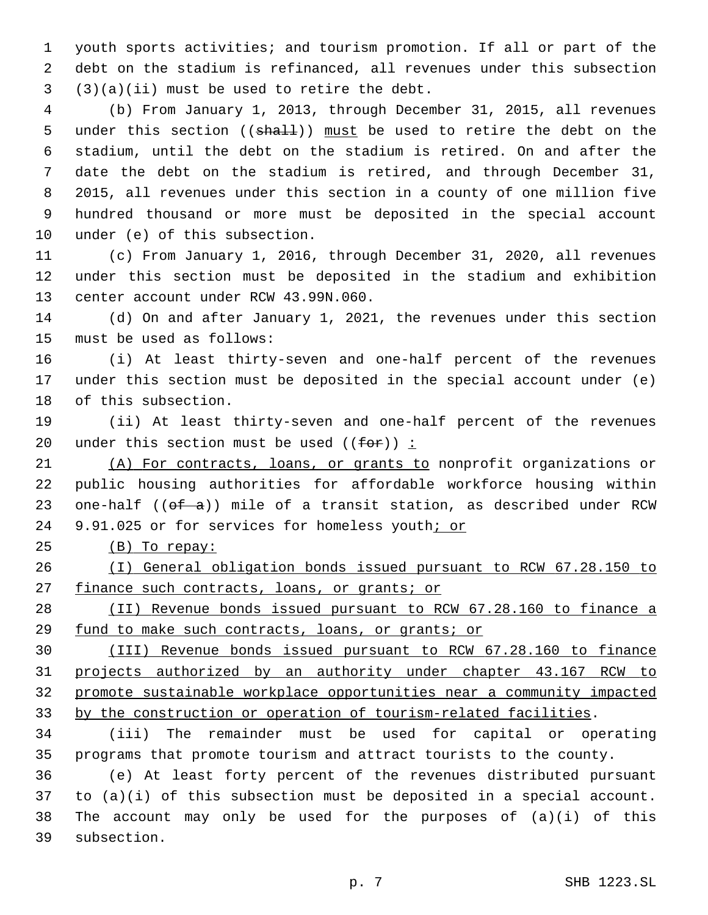youth sports activities; and tourism promotion. If all or part of the debt on the stadium is refinanced, all revenues under this subsection (3)(a)(ii) must be used to retire the debt.

(b) From January 1, 2013, through December 31, 2015, all revenues under this section ((~~shall~~)) must be used to retire the debt on the stadium, until the debt on the stadium is retired. On and after the date the debt on the stadium is retired, and through December 31, 2015, all revenues under this section in a county of one million five hundred thousand or more must be deposited in the special account under (e) of this subsection.

(c) From January 1, 2016, through December 31, 2020, all revenues under this section must be deposited in the stadium and exhibition center account under RCW 43.99N.060.

(d) On and after January 1, 2021, the revenues under this section must be used as follows:

(i) At least thirty-seven and one-half percent of the revenues under this section must be deposited in the special account under (e) of this subsection.

(ii) At least thirty-seven and one-half percent of the revenues under this section must be used ((~~for~~)) <u>:</u>

<u>(A) For contracts, loans, or grants to</u> nonprofit organizations or public housing authorities for affordable workforce housing within one-half ((~~of a~~)) mile of a transit station, as described under RCW 9.91.025 or for services for homeless youth<u>; or</u>

<u>(B) To repay:</u>

<u>(I) General obligation bonds issued pursuant to RCW 67.28.150 to finance such contracts, loans, or grants; or</u>

<u>(II) Revenue bonds issued pursuant to RCW 67.28.160 to finance a fund to make such contracts, loans, or grants; or</u>

<u>(III) Revenue bonds issued pursuant to RCW 67.28.160 to finance projects authorized by an authority under chapter 43.167 RCW to promote sustainable workplace opportunities near a community impacted by the construction or operation of tourism-related facilities</u>.

(iii) The remainder must be used for capital or operating programs that promote tourism and attract tourists to the county.

(e) At least forty percent of the revenues distributed pursuant to (a)(i) of this subsection must be deposited in a special account. The account may only be used for the purposes of (a)(i) of this subsection.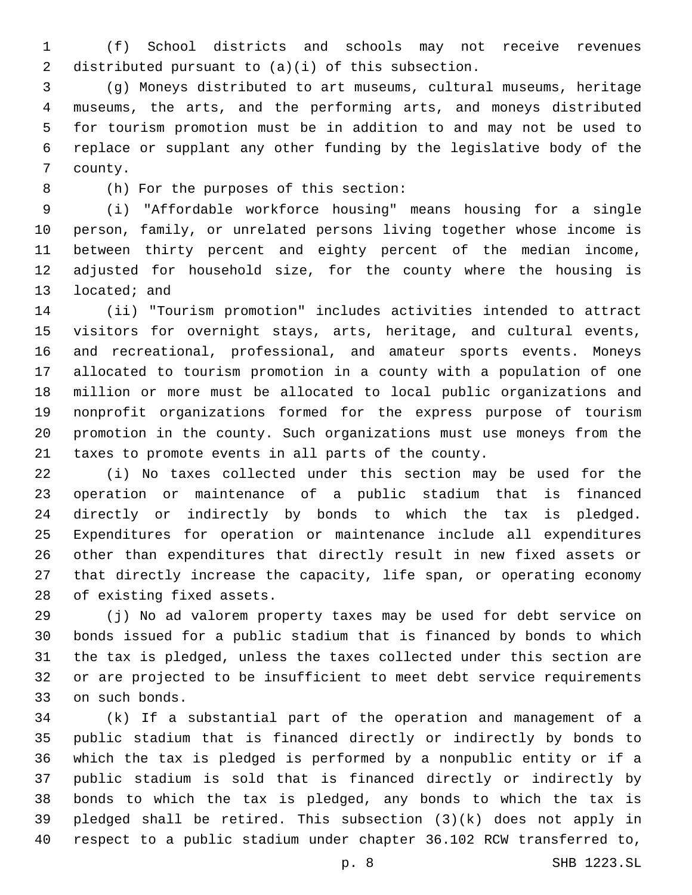(f) School districts and schools may not receive revenues distributed pursuant to (a)(i) of this subsection.

(g) Moneys distributed to art museums, cultural museums, heritage museums, the arts, and the performing arts, and moneys distributed for tourism promotion must be in addition to and may not be used to replace or supplant any other funding by the legislative body of the county.

(h) For the purposes of this section:

(i) "Affordable workforce housing" means housing for a single person, family, or unrelated persons living together whose income is between thirty percent and eighty percent of the median income, adjusted for household size, for the county where the housing is located; and

(ii) "Tourism promotion" includes activities intended to attract visitors for overnight stays, arts, heritage, and cultural events, and recreational, professional, and amateur sports events. Moneys allocated to tourism promotion in a county with a population of one million or more must be allocated to local public organizations and nonprofit organizations formed for the express purpose of tourism promotion in the county. Such organizations must use moneys from the taxes to promote events in all parts of the county.

(i) No taxes collected under this section may be used for the operation or maintenance of a public stadium that is financed directly or indirectly by bonds to which the tax is pledged. Expenditures for operation or maintenance include all expenditures other than expenditures that directly result in new fixed assets or that directly increase the capacity, life span, or operating economy of existing fixed assets.

(j) No ad valorem property taxes may be used for debt service on bonds issued for a public stadium that is financed by bonds to which the tax is pledged, unless the taxes collected under this section are or are projected to be insufficient to meet debt service requirements on such bonds.

(k) If a substantial part of the operation and management of a public stadium that is financed directly or indirectly by bonds to which the tax is pledged is performed by a nonpublic entity or if a public stadium is sold that is financed directly or indirectly by bonds to which the tax is pledged, any bonds to which the tax is pledged shall be retired. This subsection (3)(k) does not apply in respect to a public stadium under chapter 36.102 RCW transferred to,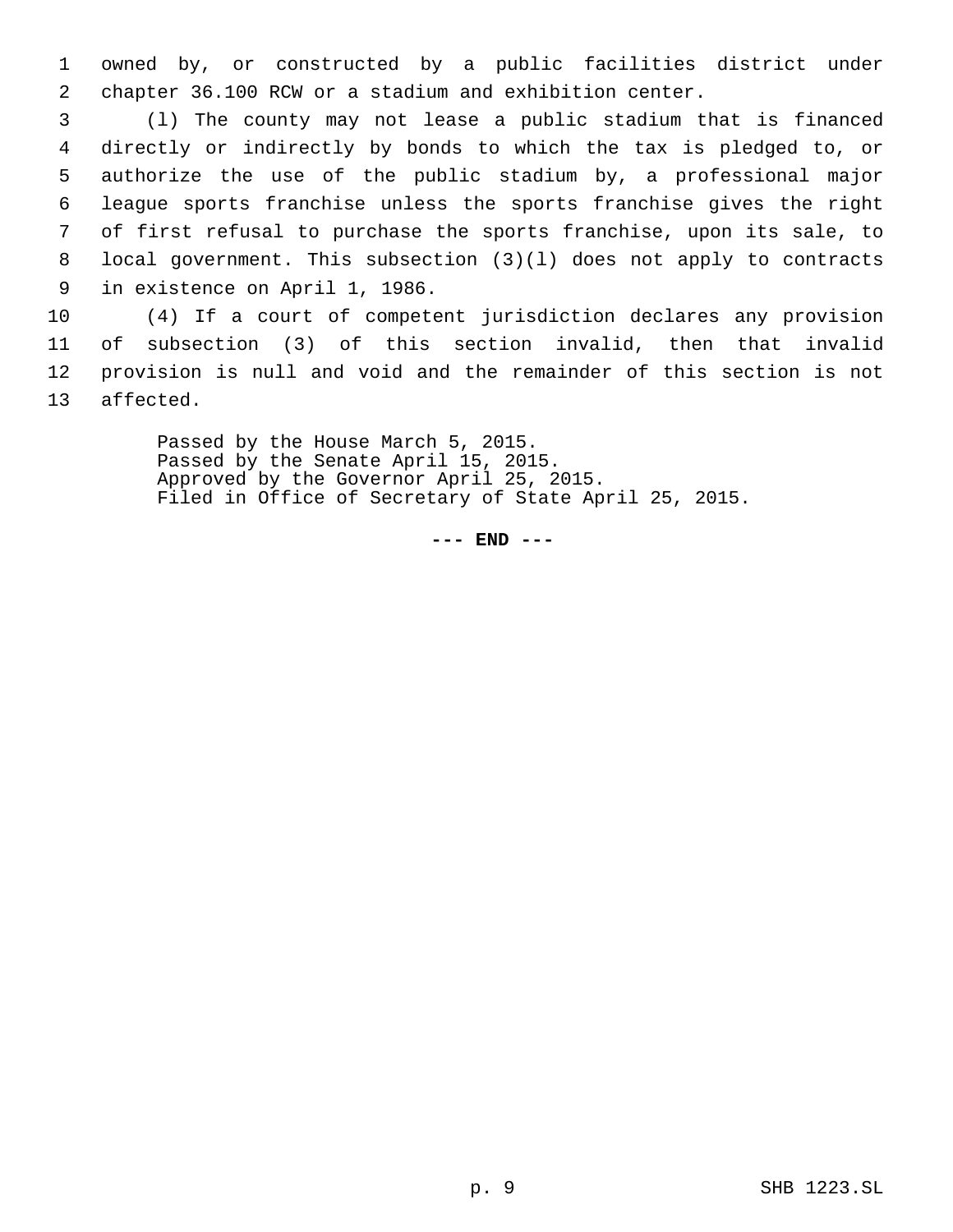owned by, or constructed by a public facilities district under chapter 36.100 RCW or a stadium and exhibition center.

(l) The county may not lease a public stadium that is financed directly or indirectly by bonds to which the tax is pledged to, or authorize the use of the public stadium by, a professional major league sports franchise unless the sports franchise gives the right of first refusal to purchase the sports franchise, upon its sale, to local government. This subsection (3)(l) does not apply to contracts in existence on April 1, 1986.

(4) If a court of competent jurisdiction declares any provision of subsection (3) of this section invalid, then that invalid provision is null and void and the remainder of this section is not affected.

Passed by the House March 5, 2015.
Passed by the Senate April 15, 2015.
Approved by the Governor April 25, 2015.
Filed in Office of Secretary of State April 25, 2015.

**--- END ---**